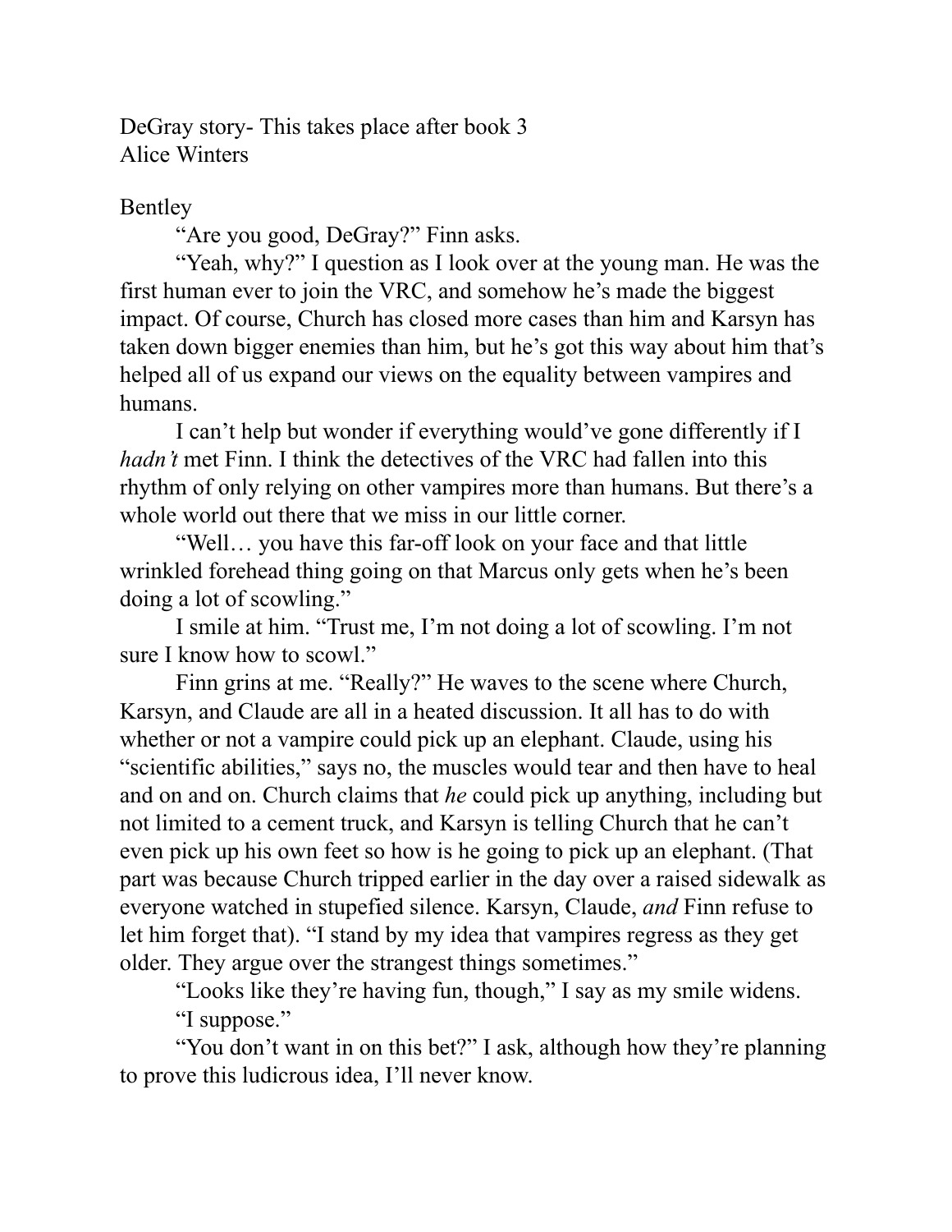DeGray story- This takes place after book 3
Alice Winters

Bentley

"Are you good, DeGray?" Finn asks.

"Yeah, why?" I question as I look over at the young man. He was the first human ever to join the VRC, and somehow he's made the biggest impact. Of course, Church has closed more cases than him and Karsyn has taken down bigger enemies than him, but he's got this way about him that's helped all of us expand our views on the equality between vampires and humans.

I can't help but wonder if everything would've gone differently if I *hadn't* met Finn. I think the detectives of the VRC had fallen into this rhythm of only relying on other vampires more than humans. But there's a whole world out there that we miss in our little corner.

"Well… you have this far-off look on your face and that little wrinkled forehead thing going on that Marcus only gets when he's been doing a lot of scowling."

I smile at him. "Trust me, I'm not doing a lot of scowling. I'm not sure I know how to scowl."

Finn grins at me. "Really?" He waves to the scene where Church, Karsyn, and Claude are all in a heated discussion. It all has to do with whether or not a vampire could pick up an elephant. Claude, using his "scientific abilities," says no, the muscles would tear and then have to heal and on and on. Church claims that *he* could pick up anything, including but not limited to a cement truck, and Karsyn is telling Church that he can't even pick up his own feet so how is he going to pick up an elephant. (That part was because Church tripped earlier in the day over a raised sidewalk as everyone watched in stupefied silence. Karsyn, Claude, *and* Finn refuse to let him forget that). "I stand by my idea that vampires regress as they get older. They argue over the strangest things sometimes."

"Looks like they're having fun, though," I say as my smile widens.

"I suppose."

"You don't want in on this bet?" I ask, although how they're planning to prove this ludicrous idea, I'll never know.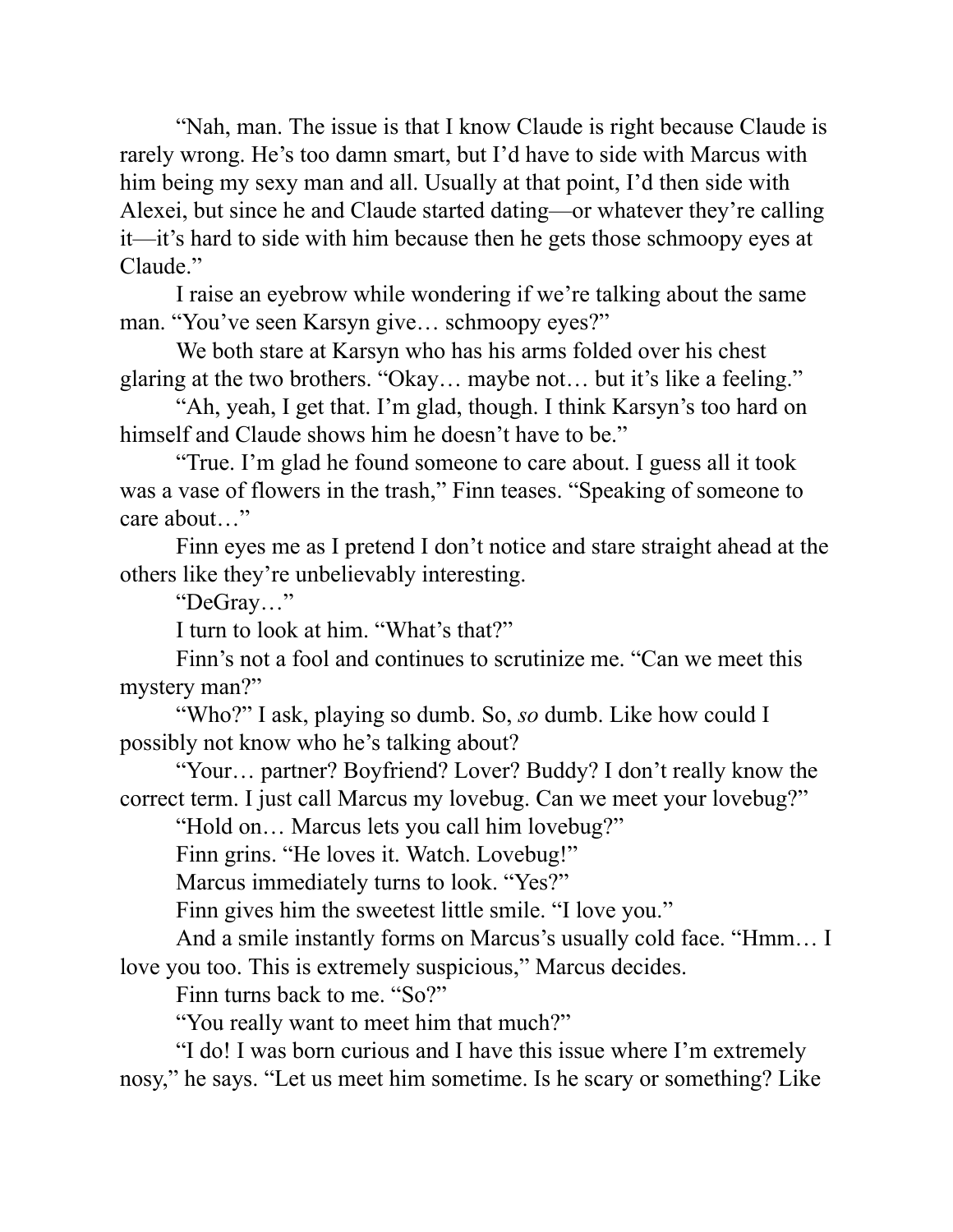"Nah, man. The issue is that I know Claude is right because Claude is rarely wrong. He's too damn smart, but I'd have to side with Marcus with him being my sexy man and all. Usually at that point, I'd then side with Alexei, but since he and Claude started dating—or whatever they're calling it—it's hard to side with him because then he gets those schmoopy eyes at Claude."

I raise an eyebrow while wondering if we're talking about the same man. "You've seen Karsyn give… schmoopy eyes?"

We both stare at Karsyn who has his arms folded over his chest glaring at the two brothers. "Okay… maybe not… but it's like a feeling."

"Ah, yeah, I get that. I'm glad, though. I think Karsyn's too hard on himself and Claude shows him he doesn't have to be."

"True. I'm glad he found someone to care about. I guess all it took was a vase of flowers in the trash," Finn teases. "Speaking of someone to care about…"

Finn eyes me as I pretend I don't notice and stare straight ahead at the others like they're unbelievably interesting.

"DeGray…"

I turn to look at him. "What's that?"

Finn's not a fool and continues to scrutinize me. "Can we meet this mystery man?"

"Who?" I ask, playing so dumb. So, *so* dumb. Like how could I possibly not know who he's talking about?

"Your… partner? Boyfriend? Lover? Buddy? I don't really know the correct term. I just call Marcus my lovebug. Can we meet your lovebug?"

"Hold on… Marcus lets you call him lovebug?"

Finn grins. "He loves it. Watch. Lovebug!"

Marcus immediately turns to look. "Yes?"

Finn gives him the sweetest little smile. "I love you."

And a smile instantly forms on Marcus's usually cold face. "Hmm… I love you too. This is extremely suspicious," Marcus decides.

Finn turns back to me. "So?"

"You really want to meet him that much?"

"I do! I was born curious and I have this issue where I'm extremely nosy," he says. "Let us meet him sometime. Is he scary or something? Like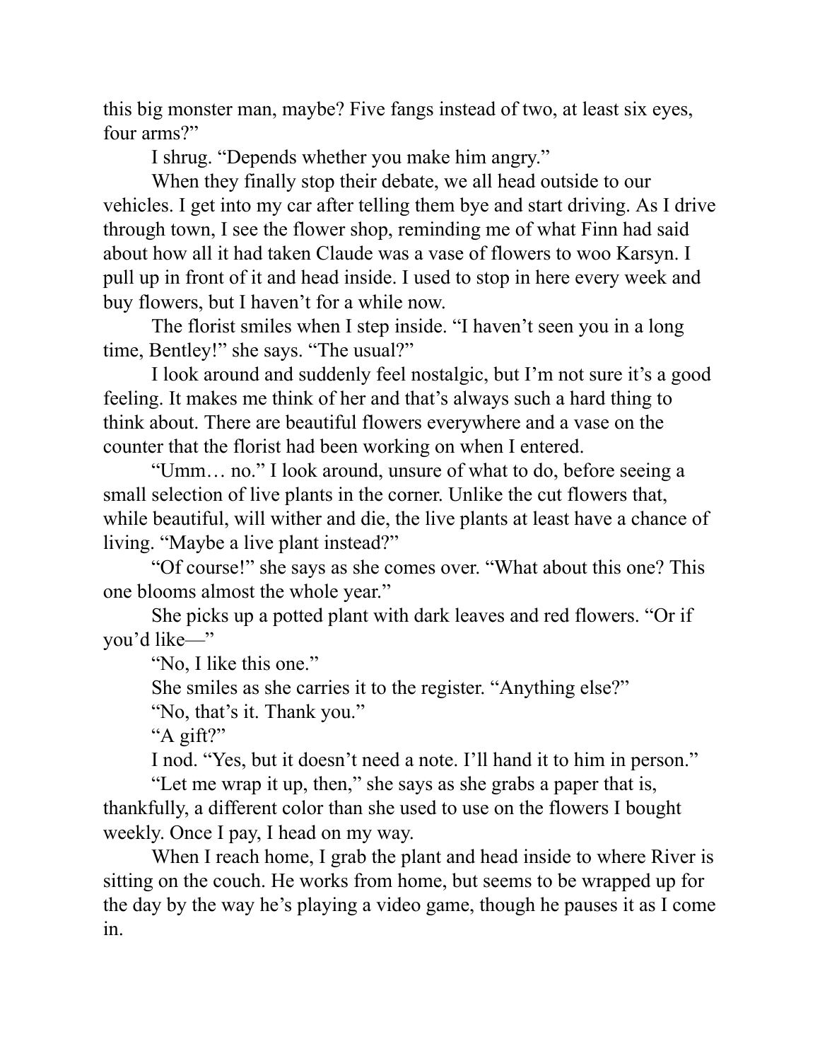this big monster man, maybe? Five fangs instead of two, at least six eyes, four arms?"

I shrug. "Depends whether you make him angry."

When they finally stop their debate, we all head outside to our vehicles. I get into my car after telling them bye and start driving. As I drive through town, I see the flower shop, reminding me of what Finn had said about how all it had taken Claude was a vase of flowers to woo Karsyn. I pull up in front of it and head inside. I used to stop in here every week and buy flowers, but I haven't for a while now.

The florist smiles when I step inside. "I haven't seen you in a long time, Bentley!" she says. "The usual?"

I look around and suddenly feel nostalgic, but I'm not sure it's a good feeling. It makes me think of her and that's always such a hard thing to think about. There are beautiful flowers everywhere and a vase on the counter that the florist had been working on when I entered.

"Umm… no." I look around, unsure of what to do, before seeing a small selection of live plants in the corner. Unlike the cut flowers that, while beautiful, will wither and die, the live plants at least have a chance of living. "Maybe a live plant instead?"

"Of course!" she says as she comes over. "What about this one? This one blooms almost the whole year."

She picks up a potted plant with dark leaves and red flowers. "Or if you'd like—"

"No, I like this one."

She smiles as she carries it to the register. "Anything else?"

"No, that's it. Thank you."

"A gift?"

I nod. "Yes, but it doesn't need a note. I'll hand it to him in person."

"Let me wrap it up, then," she says as she grabs a paper that is, thankfully, a different color than she used to use on the flowers I bought weekly. Once I pay, I head on my way.

When I reach home, I grab the plant and head inside to where River is sitting on the couch. He works from home, but seems to be wrapped up for the day by the way he's playing a video game, though he pauses it as I come in.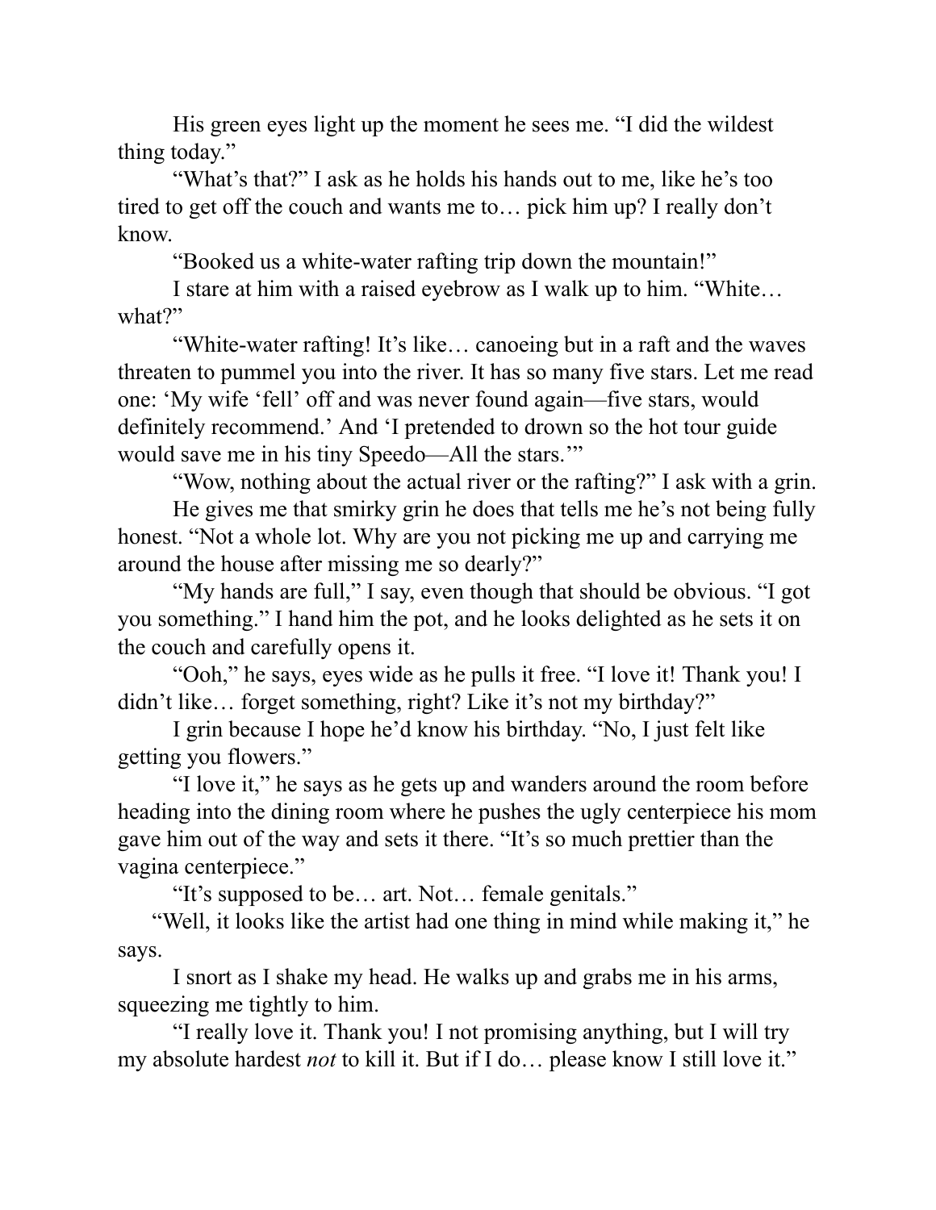His green eyes light up the moment he sees me. “I did the wildest thing today.”

“What’s that?” I ask as he holds his hands out to me, like he’s too tired to get off the couch and wants me to… pick him up? I really don’t know.

“Booked us a white-water rafting trip down the mountain!”

I stare at him with a raised eyebrow as I walk up to him. “White… what?”

“White-water rafting! It’s like… canoeing but in a raft and the waves threaten to pummel you into the river. It has so many five stars. Let me read one: ‘My wife ‘fell’ off and was never found again—five stars, would definitely recommend.’ And ‘I pretended to drown so the hot tour guide would save me in his tiny Speedo—All the stars.’”

“Wow, nothing about the actual river or the rafting?” I ask with a grin.

He gives me that smirky grin he does that tells me he’s not being fully honest. “Not a whole lot. Why are you not picking me up and carrying me around the house after missing me so dearly?”

“My hands are full,” I say, even though that should be obvious. “I got you something.” I hand him the pot, and he looks delighted as he sets it on the couch and carefully opens it.

“Ooh,” he says, eyes wide as he pulls it free. “I love it! Thank you! I didn’t like… forget something, right? Like it’s not my birthday?”

I grin because I hope he’d know his birthday. “No, I just felt like getting you flowers.”

“I love it,” he says as he gets up and wanders around the room before heading into the dining room where he pushes the ugly centerpiece his mom gave him out of the way and sets it there. “It’s so much prettier than the vagina centerpiece.”

“It’s supposed to be… art. Not… female genitals.”

“Well, it looks like the artist had one thing in mind while making it,” he says.

I snort as I shake my head. He walks up and grabs me in his arms, squeezing me tightly to him.

“I really love it. Thank you! I not promising anything, but I will try my absolute hardest *not* to kill it. But if I do… please know I still love it.”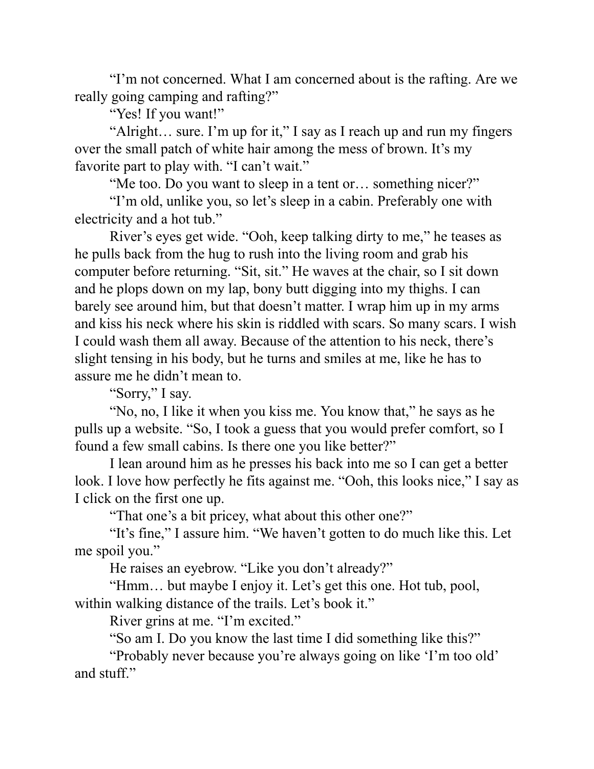"I'm not concerned. What I am concerned about is the rafting. Are we really going camping and rafting?"

"Yes! If you want!"

"Alright… sure. I'm up for it," I say as I reach up and run my fingers over the small patch of white hair among the mess of brown. It's my favorite part to play with. "I can't wait."

"Me too. Do you want to sleep in a tent or… something nicer?"

"I'm old, unlike you, so let's sleep in a cabin. Preferably one with electricity and a hot tub."

River's eyes get wide. "Ooh, keep talking dirty to me," he teases as he pulls back from the hug to rush into the living room and grab his computer before returning. "Sit, sit." He waves at the chair, so I sit down and he plops down on my lap, bony butt digging into my thighs. I can barely see around him, but that doesn't matter. I wrap him up in my arms and kiss his neck where his skin is riddled with scars. So many scars. I wish I could wash them all away. Because of the attention to his neck, there's slight tensing in his body, but he turns and smiles at me, like he has to assure me he didn't mean to.

"Sorry," I say.

"No, no, I like it when you kiss me. You know that," he says as he pulls up a website. "So, I took a guess that you would prefer comfort, so I found a few small cabins. Is there one you like better?"

I lean around him as he presses his back into me so I can get a better look. I love how perfectly he fits against me. "Ooh, this looks nice," I say as I click on the first one up.

"That one's a bit pricey, what about this other one?"

"It's fine," I assure him. "We haven't gotten to do much like this. Let me spoil you."

He raises an eyebrow. "Like you don't already?"

"Hmm… but maybe I enjoy it. Let's get this one. Hot tub, pool, within walking distance of the trails. Let's book it."

River grins at me. "I'm excited."

"So am I. Do you know the last time I did something like this?"

"Probably never because you're always going on like 'I'm too old' and stuff."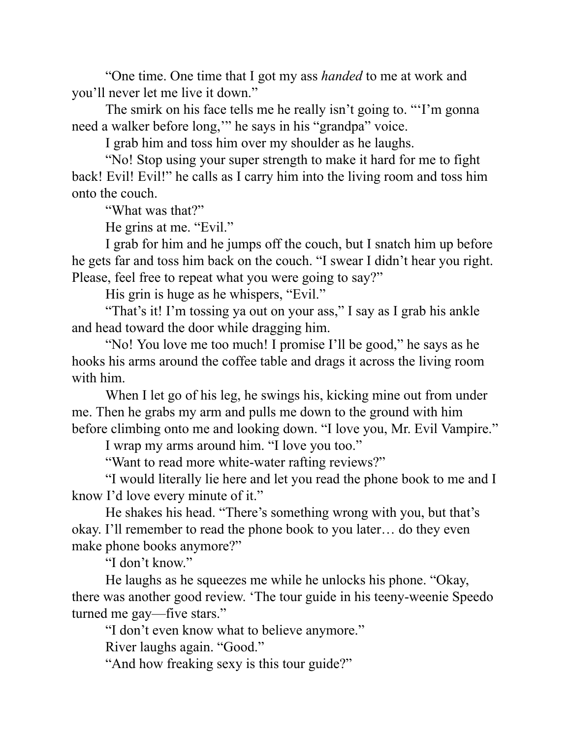"One time. One time that I got my ass *handed* to me at work and you'll never let me live it down."

The smirk on his face tells me he really isn't going to. "'I'm gonna need a walker before long,'" he says in his "grandpa" voice.

I grab him and toss him over my shoulder as he laughs.

"No! Stop using your super strength to make it hard for me to fight back! Evil! Evil!" he calls as I carry him into the living room and toss him onto the couch.

"What was that?"

He grins at me. "Evil."

I grab for him and he jumps off the couch, but I snatch him up before he gets far and toss him back on the couch. "I swear I didn't hear you right. Please, feel free to repeat what you were going to say?"

His grin is huge as he whispers, "Evil."

"That's it! I'm tossing ya out on your ass," I say as I grab his ankle and head toward the door while dragging him.

"No! You love me too much! I promise I'll be good," he says as he hooks his arms around the coffee table and drags it across the living room with him.

When I let go of his leg, he swings his, kicking mine out from under me. Then he grabs my arm and pulls me down to the ground with him before climbing onto me and looking down. "I love you, Mr. Evil Vampire."

I wrap my arms around him. "I love you too."

"Want to read more white-water rafting reviews?"

"I would literally lie here and let you read the phone book to me and I know I'd love every minute of it."

He shakes his head. "There's something wrong with you, but that's okay. I'll remember to read the phone book to you later… do they even make phone books anymore?"

"I don't know."

He laughs as he squeezes me while he unlocks his phone. "Okay, there was another good review. 'The tour guide in his teeny-weenie Speedo turned me gay—five stars."

"I don't even know what to believe anymore."

River laughs again. "Good."

"And how freaking sexy is this tour guide?"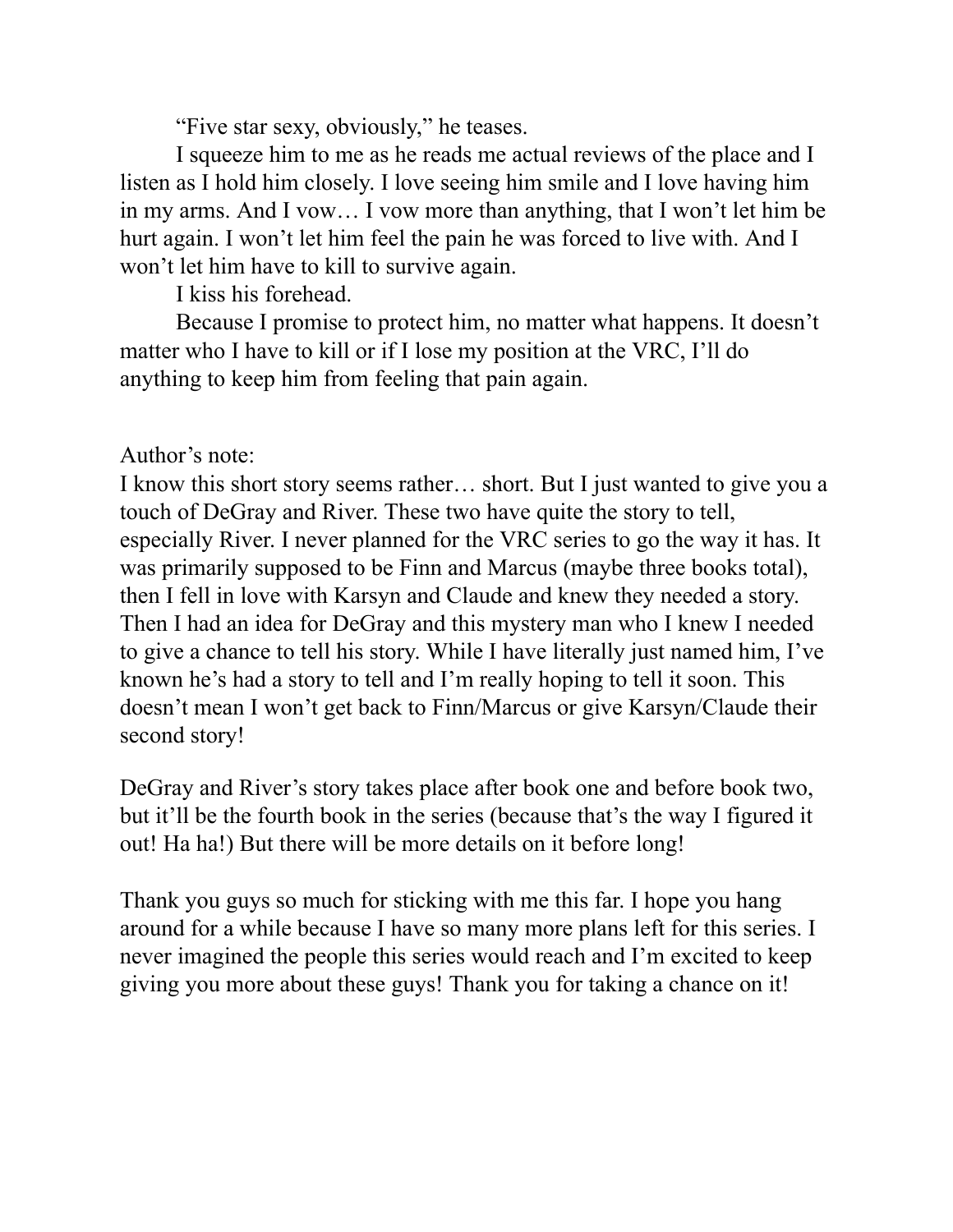"Five star sexy, obviously," he teases.

I squeeze him to me as he reads me actual reviews of the place and I listen as I hold him closely. I love seeing him smile and I love having him in my arms. And I vow… I vow more than anything, that I won't let him be hurt again. I won't let him feel the pain he was forced to live with. And I won't let him have to kill to survive again.

I kiss his forehead.

Because I promise to protect him, no matter what happens. It doesn't matter who I have to kill or if I lose my position at the VRC, I'll do anything to keep him from feeling that pain again.

Author's note:
I know this short story seems rather… short. But I just wanted to give you a touch of DeGray and River. These two have quite the story to tell, especially River. I never planned for the VRC series to go the way it has. It was primarily supposed to be Finn and Marcus (maybe three books total), then I fell in love with Karsyn and Claude and knew they needed a story. Then I had an idea for DeGray and this mystery man who I knew I needed to give a chance to tell his story. While I have literally just named him, I've known he's had a story to tell and I'm really hoping to tell it soon. This doesn't mean I won't get back to Finn/Marcus or give Karsyn/Claude their second story!

DeGray and River's story takes place after book one and before book two, but it'll be the fourth book in the series (because that's the way I figured it out! Ha ha!) But there will be more details on it before long!

Thank you guys so much for sticking with me this far. I hope you hang around for a while because I have so many more plans left for this series. I never imagined the people this series would reach and I'm excited to keep giving you more about these guys! Thank you for taking a chance on it!